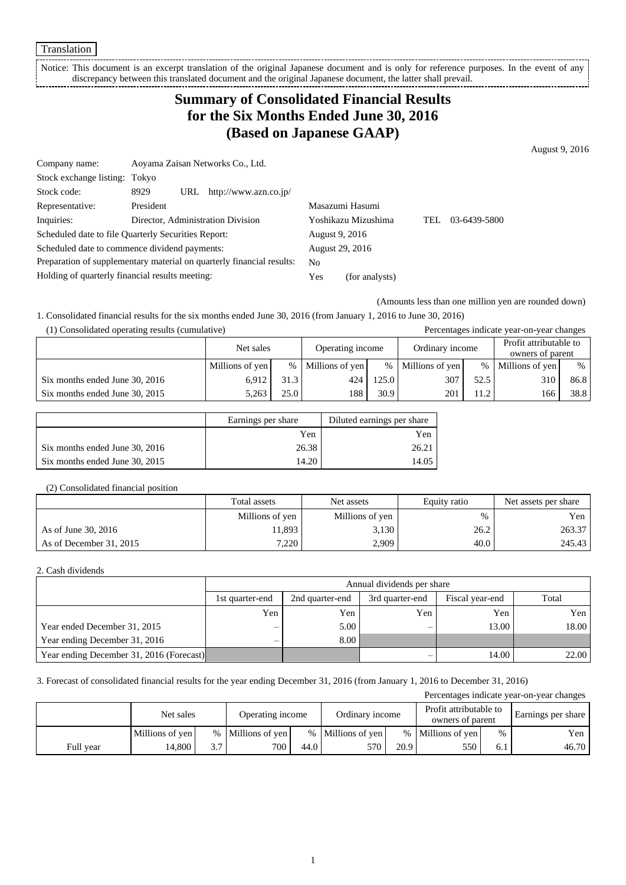Translation

Notice: This document is an excerpt translation of the original Japanese document and is only for reference purposes. In the event of any discrepancy between this translated document and the original Japanese document, the latter shall prevail.

# Summary of Consolidated Financial Results for the Six Months Ended June 30, 2016 (Based on Japanese GAAP)

August 9, 2016

| | | | |
|---|---|---|---|
| Company name: | Aoyama Zaisan Networks Co., Ltd. | | |
| Stock exchange listing: | Tokyo | | |
| Stock code: | 8929 URL http://www.azn.co.jp/ | | |
| Representative: | President | Masazumi Hasumi | |
| Inquiries: | Director, Administration Division | Yoshikazu Mizushima | TEL 03-6439-5800 |
| Scheduled date to file Quarterly Securities Report: | | August 9, 2016 | |
| Scheduled date to commence dividend payments: | | August 29, 2016 | |
| Preparation of supplementary material on quarterly financial results: | | No | |
| Holding of quarterly financial results meeting: | | Yes (for analysts) | |

(Amounts less than one million yen are rounded down)

1. Consolidated financial results for the six months ended June 30, 2016 (from January 1, 2016 to June 30, 2016)

(1) Consolidated operating results (cumulative)

Percentages indicate year-on-year changes

| | Net sales | | Operating income | | Ordinary income | | Profit attributable to owners of parent | |
|---|---|---|---|---|---|---|---|---|
| | Millions of yen | % | Millions of yen | % | Millions of yen | % | Millions of yen | % |
| Six months ended June 30, 2016 | 6,912 | 31.3 | 424 | 125.0 | 307 | 52.5 | 310 | 86.8 |
| Six months ended June 30, 2015 | 5,263 | 25.0 | 188 | 30.9 | 201 | 11.2 | 166 | 38.8 |

| | Earnings per share | Diluted earnings per share |
|---|---|---|
| | Yen | Yen |
| Six months ended June 30, 2016 | 26.38 | 26.21 |
| Six months ended June 30, 2015 | 14.20 | 14.05 |

(2) Consolidated financial position

| | Total assets | Net assets | Equity ratio | Net assets per share |
|---|---|---|---|---|
| | Millions of yen | Millions of yen | % | Yen |
| As of June 30, 2016 | 11,893 | 3,130 | 26.2 | 263.37 |
| As of December 31, 2015 | 7,220 | 2,909 | 40.0 | 245.43 |

2. Cash dividends

| | Annual dividends per share | | | | |
|---|---|---|---|---|---|
| | 1st quarter-end | 2nd quarter-end | 3rd quarter-end | Fiscal year-end | Total |
| | Yen | Yen | Yen | Yen | Yen |
| Year ended December 31, 2015 | – | 5.00 | – | 13.00 | 18.00 |
| Year ending December 31, 2016 | – | 8.00 | | | |
| Year ending December 31, 2016 (Forecast) | | | – | 14.00 | 22.00 |

3. Forecast of consolidated financial results for the year ending December 31, 2016 (from January 1, 2016 to December 31, 2016)

Percentages indicate year-on-year changes

| | Net sales | | Operating income | | Ordinary income | | Profit attributable to owners of parent | | Earnings per share |
|---|---|---|---|---|---|---|---|---|---|
| | Millions of yen | % | Millions of yen | % | Millions of yen | % | Millions of yen | % | Yen |
| Full year | 14,800 | 3.7 | 700 | 44.0 | 570 | 20.9 | 550 | 6.1 | 46.70 |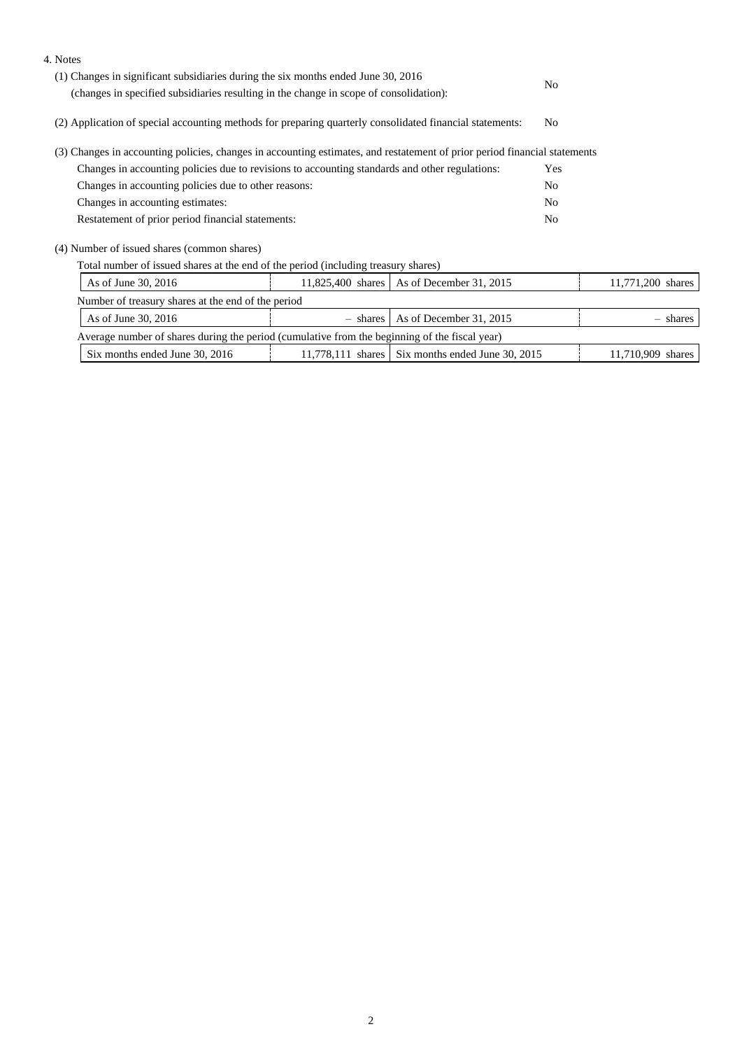4. Notes

(1) Changes in significant subsidiaries during the six months ended June 30, 2016 (changes in specified subsidiaries resulting in the change in scope of consolidation): No

(2) Application of special accounting methods for preparing quarterly consolidated financial statements: No

(3) Changes in accounting policies, changes in accounting estimates, and restatement of prior period financial statements

| | |
|---|---|
| Changes in accounting policies due to revisions to accounting standards and other regulations: | Yes |
| Changes in accounting policies due to other reasons: | No |
| Changes in accounting estimates: | No |
| Restatement of prior period financial statements: | No |

(4) Number of issued shares (common shares)

Total number of issued shares at the end of the period (including treasury shares)

| | | | |
|---|---|---|---|
| As of June 30, 2016 | 11,825,400 shares | As of December 31, 2015 | 11,771,200 shares |

Number of treasury shares at the end of the period

| | | | |
|---|---|---|---|
| As of June 30, 2016 | – shares | As of December 31, 2015 | – shares |

Average number of shares during the period (cumulative from the beginning of the fiscal year)

| | | | |
|---|---|---|---|
| Six months ended June 30, 2016 | 11,778,111 shares | Six months ended June 30, 2015 | 11,710,909 shares |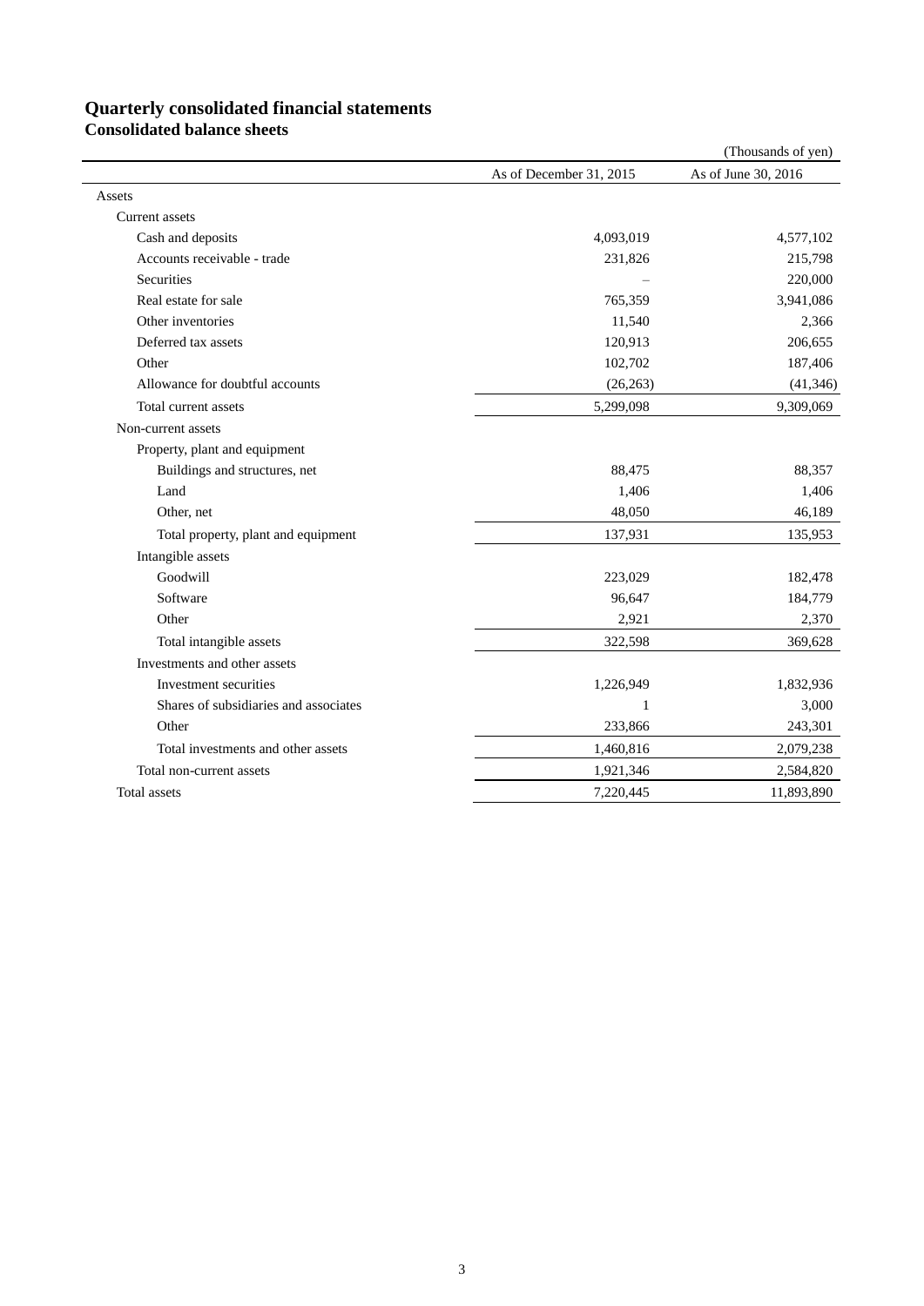# Quarterly consolidated financial statements

## Consolidated balance sheets

(Thousands of yen)

| | As of December 31, 2015 | As of June 30, 2016 |
|---|---|---|
| Assets | | |
| Current assets | | |
| Cash and deposits | 4,093,019 | 4,577,102 |
| Accounts receivable - trade | 231,826 | 215,798 |
| Securities | – | 220,000 |
| Real estate for sale | 765,359 | 3,941,086 |
| Other inventories | 11,540 | 2,366 |
| Deferred tax assets | 120,913 | 206,655 |
| Other | 102,702 | 187,406 |
| Allowance for doubtful accounts | (26,263) | (41,346) |
| Total current assets | 5,299,098 | 9,309,069 |
| Non-current assets | | |
| Property, plant and equipment | | |
| Buildings and structures, net | 88,475 | 88,357 |
| Land | 1,406 | 1,406 |
| Other, net | 48,050 | 46,189 |
| Total property, plant and equipment | 137,931 | 135,953 |
| Intangible assets | | |
| Goodwill | 223,029 | 182,478 |
| Software | 96,647 | 184,779 |
| Other | 2,921 | 2,370 |
| Total intangible assets | 322,598 | 369,628 |
| Investments and other assets | | |
| Investment securities | 1,226,949 | 1,832,936 |
| Shares of subsidiaries and associates | 1 | 3,000 |
| Other | 233,866 | 243,301 |
| Total investments and other assets | 1,460,816 | 2,079,238 |
| Total non-current assets | 1,921,346 | 2,584,820 |
| Total assets | 7,220,445 | 11,893,890 |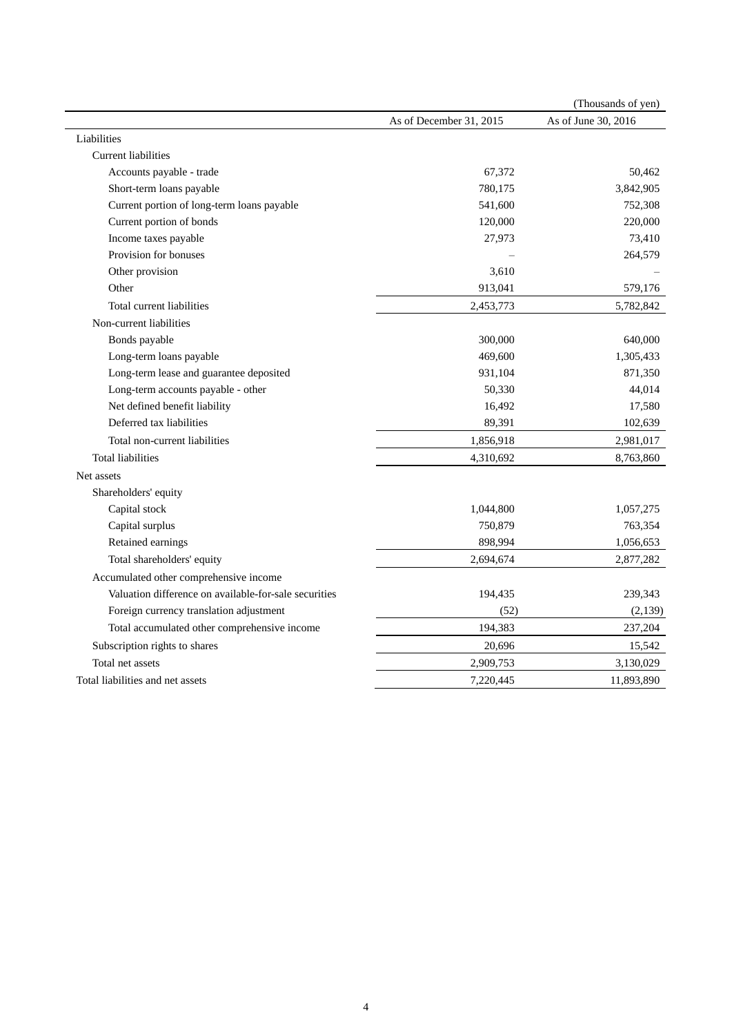(Thousands of yen)

| | As of December 31, 2015 | As of June 30, 2016 |
|---|---|---|
| Liabilities | | |
| Current liabilities | | |
| Accounts payable - trade | 67,372 | 50,462 |
| Short-term loans payable | 780,175 | 3,842,905 |
| Current portion of long-term loans payable | 541,600 | 752,308 |
| Current portion of bonds | 120,000 | 220,000 |
| Income taxes payable | 27,973 | 73,410 |
| Provision for bonuses | – | 264,579 |
| Other provision | 3,610 | – |
| Other | 913,041 | 579,176 |
| Total current liabilities | 2,453,773 | 5,782,842 |
| Non-current liabilities | | |
| Bonds payable | 300,000 | 640,000 |
| Long-term loans payable | 469,600 | 1,305,433 |
| Long-term lease and guarantee deposited | 931,104 | 871,350 |
| Long-term accounts payable - other | 50,330 | 44,014 |
| Net defined benefit liability | 16,492 | 17,580 |
| Deferred tax liabilities | 89,391 | 102,639 |
| Total non-current liabilities | 1,856,918 | 2,981,017 |
| Total liabilities | 4,310,692 | 8,763,860 |
| Net assets | | |
| Shareholders' equity | | |
| Capital stock | 1,044,800 | 1,057,275 |
| Capital surplus | 750,879 | 763,354 |
| Retained earnings | 898,994 | 1,056,653 |
| Total shareholders' equity | 2,694,674 | 2,877,282 |
| Accumulated other comprehensive income | | |
| Valuation difference on available-for-sale securities | 194,435 | 239,343 |
| Foreign currency translation adjustment | (52) | (2,139) |
| Total accumulated other comprehensive income | 194,383 | 237,204 |
| Subscription rights to shares | 20,696 | 15,542 |
| Total net assets | 2,909,753 | 3,130,029 |
| Total liabilities and net assets | 7,220,445 | 11,893,890 |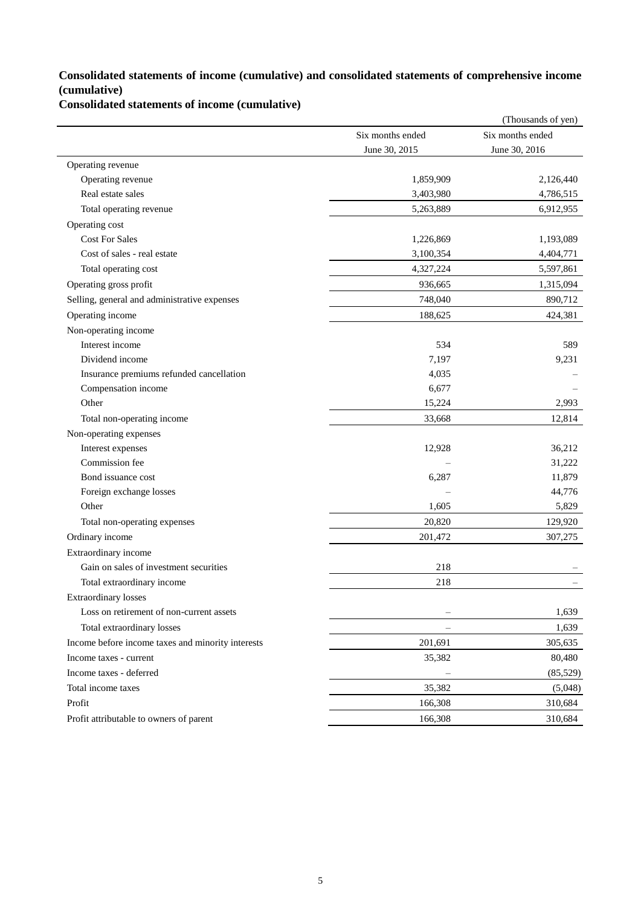## Consolidated statements of income (cumulative) and consolidated statements of comprehensive income (cumulative)

### Consolidated statements of income (cumulative)

(Thousands of yen)

| | Six months ended June 30, 2015 | Six months ended June 30, 2016 |
|---|---|---|
| Operating revenue | | |
| Operating revenue | 1,859,909 | 2,126,440 |
| Real estate sales | 3,403,980 | 4,786,515 |
| Total operating revenue | 5,263,889 | 6,912,955 |
| Operating cost | | |
| Cost For Sales | 1,226,869 | 1,193,089 |
| Cost of sales - real estate | 3,100,354 | 4,404,771 |
| Total operating cost | 4,327,224 | 5,597,861 |
| Operating gross profit | 936,665 | 1,315,094 |
| Selling, general and administrative expenses | 748,040 | 890,712 |
| Operating income | 188,625 | 424,381 |
| Non-operating income | | |
| Interest income | 534 | 589 |
| Dividend income | 7,197 | 9,231 |
| Insurance premiums refunded cancellation | 4,035 | – |
| Compensation income | 6,677 | – |
| Other | 15,224 | 2,993 |
| Total non-operating income | 33,668 | 12,814 |
| Non-operating expenses | | |
| Interest expenses | 12,928 | 36,212 |
| Commission fee | – | 31,222 |
| Bond issuance cost | 6,287 | 11,879 |
| Foreign exchange losses | – | 44,776 |
| Other | 1,605 | 5,829 |
| Total non-operating expenses | 20,820 | 129,920 |
| Ordinary income | 201,472 | 307,275 |
| Extraordinary income | | |
| Gain on sales of investment securities | 218 | – |
| Total extraordinary income | 218 | – |
| Extraordinary losses | | |
| Loss on retirement of non-current assets | – | 1,639 |
| Total extraordinary losses | – | 1,639 |
| Income before income taxes and minority interests | 201,691 | 305,635 |
| Income taxes - current | 35,382 | 80,480 |
| Income taxes - deferred | – | (85,529) |
| Total income taxes | 35,382 | (5,048) |
| Profit | 166,308 | 310,684 |
| Profit attributable to owners of parent | 166,308 | 310,684 |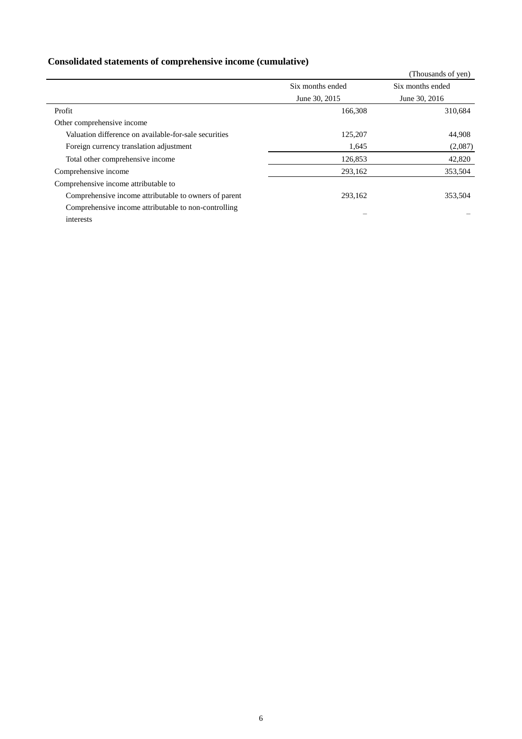## Consolidated statements of comprehensive income (cumulative)

(Thousands of yen)

| | Six months ended June 30, 2015 | Six months ended June 30, 2016 |
|---|---|---|
| Profit | 166,308 | 310,684 |
| Other comprehensive income | | |
| Valuation difference on available-for-sale securities | 125,207 | 44,908 |
| Foreign currency translation adjustment | 1,645 | (2,087) |
| Total other comprehensive income | 126,853 | 42,820 |
| Comprehensive income | 293,162 | 353,504 |
| Comprehensive income attributable to | | |
| Comprehensive income attributable to owners of parent | 293,162 | 353,504 |
| Comprehensive income attributable to non-controlling interests | – | – |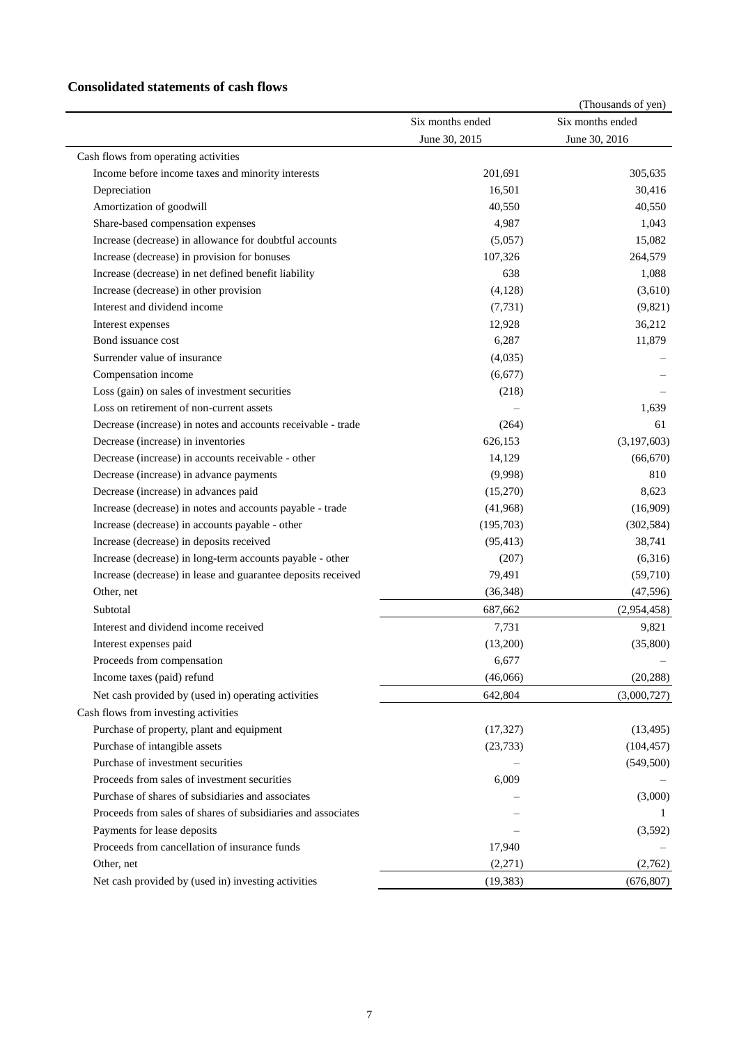## Consolidated statements of cash flows

(Thousands of yen)

| | Six months ended June 30, 2015 | Six months ended June 30, 2016 |
|---|---|---|
| Cash flows from operating activities | | |
| Income before income taxes and minority interests | 201,691 | 305,635 |
| Depreciation | 16,501 | 30,416 |
| Amortization of goodwill | 40,550 | 40,550 |
| Share-based compensation expenses | 4,987 | 1,043 |
| Increase (decrease) in allowance for doubtful accounts | (5,057) | 15,082 |
| Increase (decrease) in provision for bonuses | 107,326 | 264,579 |
| Increase (decrease) in net defined benefit liability | 638 | 1,088 |
| Increase (decrease) in other provision | (4,128) | (3,610) |
| Interest and dividend income | (7,731) | (9,821) |
| Interest expenses | 12,928 | 36,212 |
| Bond issuance cost | 6,287 | 11,879 |
| Surrender value of insurance | (4,035) | – |
| Compensation income | (6,677) | – |
| Loss (gain) on sales of investment securities | (218) | – |
| Loss on retirement of non-current assets | – | 1,639 |
| Decrease (increase) in notes and accounts receivable - trade | (264) | 61 |
| Decrease (increase) in inventories | 626,153 | (3,197,603) |
| Decrease (increase) in accounts receivable - other | 14,129 | (66,670) |
| Decrease (increase) in advance payments | (9,998) | 810 |
| Decrease (increase) in advances paid | (15,270) | 8,623 |
| Increase (decrease) in notes and accounts payable - trade | (41,968) | (16,909) |
| Increase (decrease) in accounts payable - other | (195,703) | (302,584) |
| Increase (decrease) in deposits received | (95,413) | 38,741 |
| Increase (decrease) in long-term accounts payable - other | (207) | (6,316) |
| Increase (decrease) in lease and guarantee deposits received | 79,491 | (59,710) |
| Other, net | (36,348) | (47,596) |
| Subtotal | 687,662 | (2,954,458) |
| Interest and dividend income received | 7,731 | 9,821 |
| Interest expenses paid | (13,200) | (35,800) |
| Proceeds from compensation | 6,677 | – |
| Income taxes (paid) refund | (46,066) | (20,288) |
| Net cash provided by (used in) operating activities | 642,804 | (3,000,727) |
| Cash flows from investing activities | | |
| Purchase of property, plant and equipment | (17,327) | (13,495) |
| Purchase of intangible assets | (23,733) | (104,457) |
| Purchase of investment securities | – | (549,500) |
| Proceeds from sales of investment securities | 6,009 | – |
| Purchase of shares of subsidiaries and associates | – | (3,000) |
| Proceeds from sales of shares of subsidiaries and associates | – | 1 |
| Payments for lease deposits | – | (3,592) |
| Proceeds from cancellation of insurance funds | 17,940 | – |
| Other, net | (2,271) | (2,762) |
| Net cash provided by (used in) investing activities | (19,383) | (676,807) |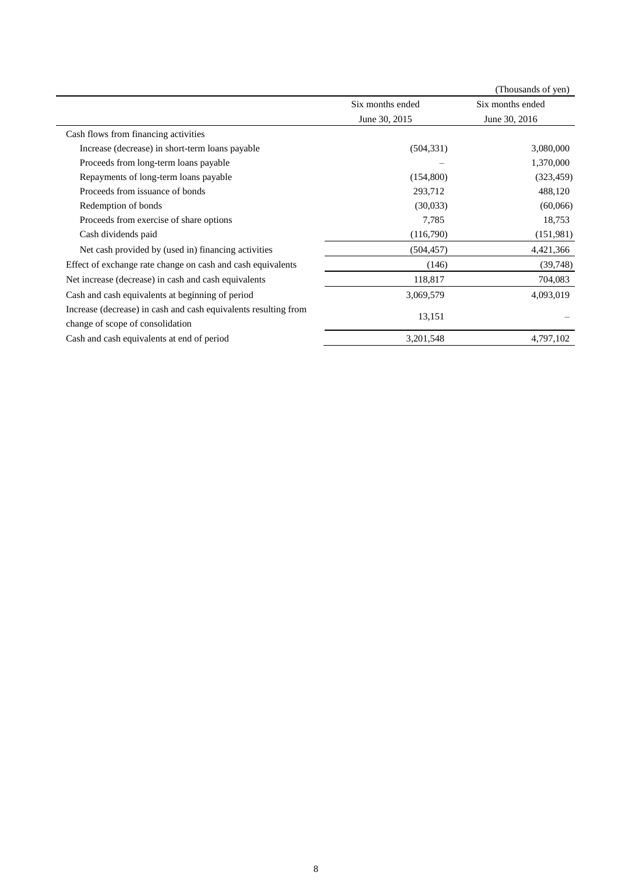(Thousands of yen)

| | Six months ended June 30, 2015 | Six months ended June 30, 2016 |
|---|---|---|
| Cash flows from financing activities | | |
| Increase (decrease) in short-term loans payable | (504,331) | 3,080,000 |
| Proceeds from long-term loans payable | – | 1,370,000 |
| Repayments of long-term loans payable | (154,800) | (323,459) |
| Proceeds from issuance of bonds | 293,712 | 488,120 |
| Redemption of bonds | (30,033) | (60,066) |
| Proceeds from exercise of share options | 7,785 | 18,753 |
| Cash dividends paid | (116,790) | (151,981) |
| Net cash provided by (used in) financing activities | (504,457) | 4,421,366 |
| Effect of exchange rate change on cash and cash equivalents | (146) | (39,748) |
| Net increase (decrease) in cash and cash equivalents | 118,817 | 704,083 |
| Cash and cash equivalents at beginning of period | 3,069,579 | 4,093,019 |
| Increase (decrease) in cash and cash equivalents resulting from change of scope of consolidation | 13,151 | – |
| Cash and cash equivalents at end of period | 3,201,548 | 4,797,102 |